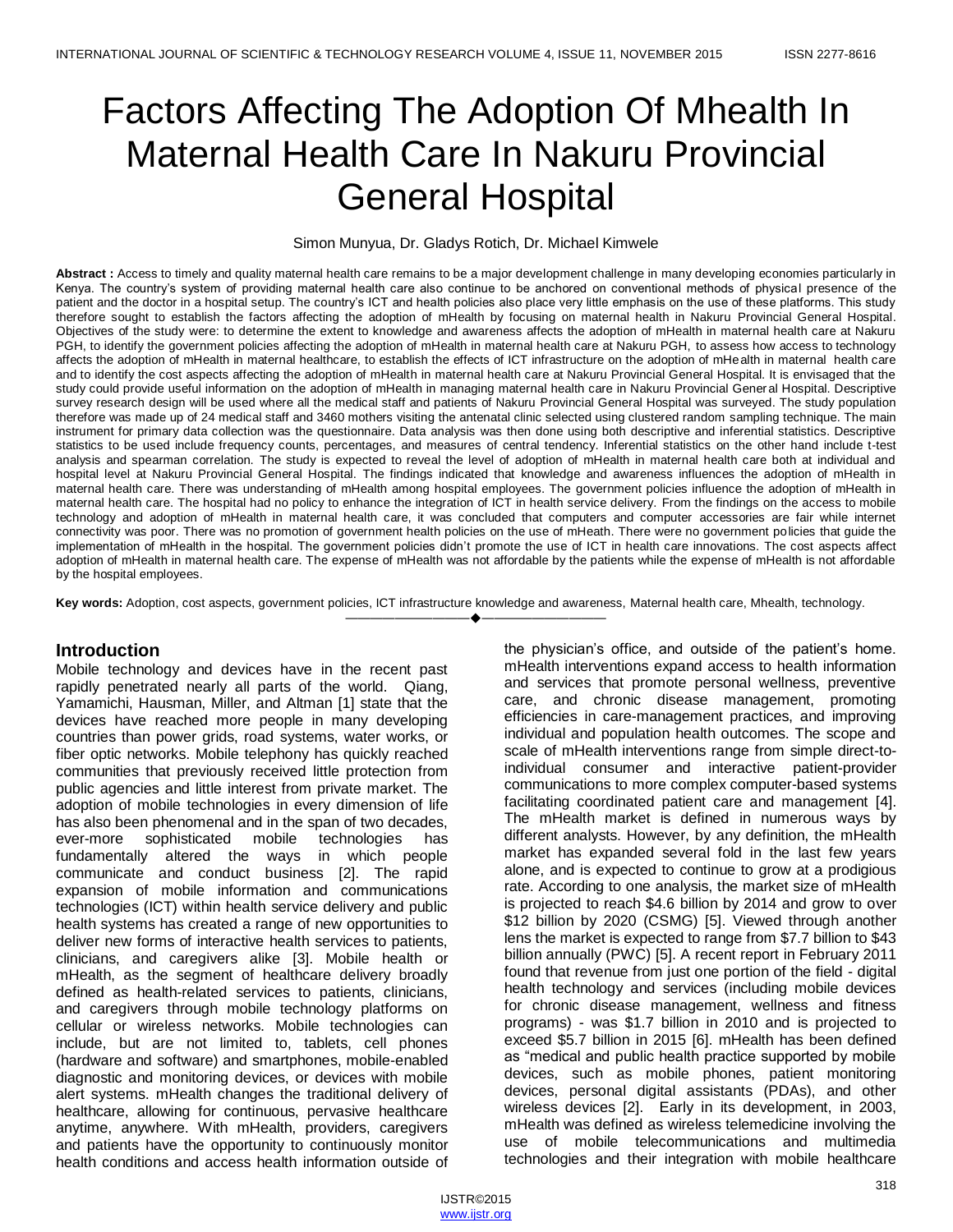# Factors Affecting The Adoption Of Mhealth In Maternal Health Care In Nakuru Provincial General Hospital

Simon Munyua, Dr. Gladys Rotich, Dr. Michael Kimwele

**Abstract :** Access to timely and quality maternal health care remains to be a major development challenge in many developing economies particularly in Kenya. The country's system of providing maternal health care also continue to be anchored on conventional methods of physical presence of the patient and the doctor in a hospital setup. The country's ICT and health policies also place very little emphasis on the use of these platforms. This study therefore sought to establish the factors affecting the adoption of mHealth by focusing on maternal health in Nakuru Provincial General Hospital. Objectives of the study were: to determine the extent to knowledge and awareness affects the adoption of mHealth in maternal health care at Nakuru PGH, to identify the government policies affecting the adoption of mHealth in maternal health care at Nakuru PGH, to assess how access to technology affects the adoption of mHealth in maternal healthcare, to establish the effects of ICT infrastructure on the adoption of mHealth in maternal health care and to identify the cost aspects affecting the adoption of mHealth in maternal health care at Nakuru Provincial General Hospital. It is envisaged that the study could provide useful information on the adoption of mHealth in managing maternal health care in Nakuru Provincial General Hospital. Descriptive survey research design will be used where all the medical staff and patients of Nakuru Provincial General Hospital was surveyed. The study population therefore was made up of 24 medical staff and 3460 mothers visiting the antenatal clinic selected using clustered random sampling technique. The main instrument for primary data collection was the questionnaire. Data analysis was then done using both descriptive and inferential statistics. Descriptive statistics to be used include frequency counts, percentages, and measures of central tendency. Inferential statistics on the other hand include t-test analysis and spearman correlation. The study is expected to reveal the level of adoption of mHealth in maternal health care both at individual and hospital level at Nakuru Provincial General Hospital. The findings indicated that knowledge and awareness influences the adoption of mHealth in maternal health care. There was understanding of mHealth among hospital employees. The government policies influence the adoption of mHealth in maternal health care. The hospital had no policy to enhance the integration of ICT in health service delivery. From the findings on the access to mobile technology and adoption of mHealth in maternal health care, it was concluded that computers and computer accessories are fair while internet connectivity was poor. There was no promotion of government health policies on the use of mHeath. There were no government policies that guide the implementation of mHealth in the hospital. The government policies didn't promote the use of ICT in health care innovations. The cost aspects affect adoption of mHealth in maternal health care. The expense of mHealth was not affordable by the patients while the expense of mHealth is not affordable by the hospital employees.

**Key words:** Adoption, cost aspects, government policies, ICT infrastructure knowledge and awareness, Maternal health care, Mhealth, technology.

---

## Introduction

Mobile technology and devices have in the recent past rapidly penetrated nearly all parts of the world. Qiang, Yamamichi, Hausman, Miller, and Altman [1] state that the devices have reached more people in many developing countries than power grids, road systems, water works, or fiber optic networks. Mobile telephony has quickly reached communities that previously received little protection from public agencies and little interest from private market. The adoption of mobile technologies in every dimension of life has also been phenomenal and in the span of two decades, ever-more sophisticated mobile technologies has fundamentally altered the ways in which people communicate and conduct business [2]. The rapid expansion of mobile information and communications technologies (ICT) within health service delivery and public health systems has created a range of new opportunities to deliver new forms of interactive health services to patients, clinicians, and caregivers alike [3]. Mobile health or mHealth, as the segment of healthcare delivery broadly defined as health-related services to patients, clinicians, and caregivers through mobile technology platforms on cellular or wireless networks. Mobile technologies can include, but are not limited to, tablets, cell phones (hardware and software) and smartphones, mobile-enabled diagnostic and monitoring devices, or devices with mobile alert systems. mHealth changes the traditional delivery of healthcare, allowing for continuous, pervasive healthcare anytime, anywhere. With mHealth, providers, caregivers and patients have the opportunity to continuously monitor health conditions and access health information outside of the physician's office, and outside of the patient's home. mHealth interventions expand access to health information and services that promote personal wellness, preventive care, and chronic disease management, promoting efficiencies in care-management practices, and improving individual and population health outcomes. The scope and scale of mHealth interventions range from simple direct-to-individual consumer and interactive patient-provider communications to more complex computer-based systems facilitating coordinated patient care and management [4]. The mHealth market is defined in numerous ways by different analysts. However, by any definition, the mHealth market has expanded several fold in the last few years alone, and is expected to continue to grow at a prodigious rate. According to one analysis, the market size of mHealth is projected to reach $4.6 billion by 2014 and grow to over $12 billion by 2020 (CSMG) [5]. Viewed through another lens the market is expected to range from $7.7 billion to $43 billion annually (PWC) [5]. A recent report in February 2011 found that revenue from just one portion of the field - digital health technology and services (including mobile devices for chronic disease management, wellness and fitness programs) - was $1.7 billion in 2010 and is projected to exceed $5.7 billion in 2015 [6]. mHealth has been defined as "medical and public health practice supported by mobile devices, such as mobile phones, patient monitoring devices, personal digital assistants (PDAs), and other wireless devices [2]. Early in its development, in 2003, mHealth was defined as wireless telemedicine involving the use of mobile telecommunications and multimedia technologies and their integration with mobile healthcare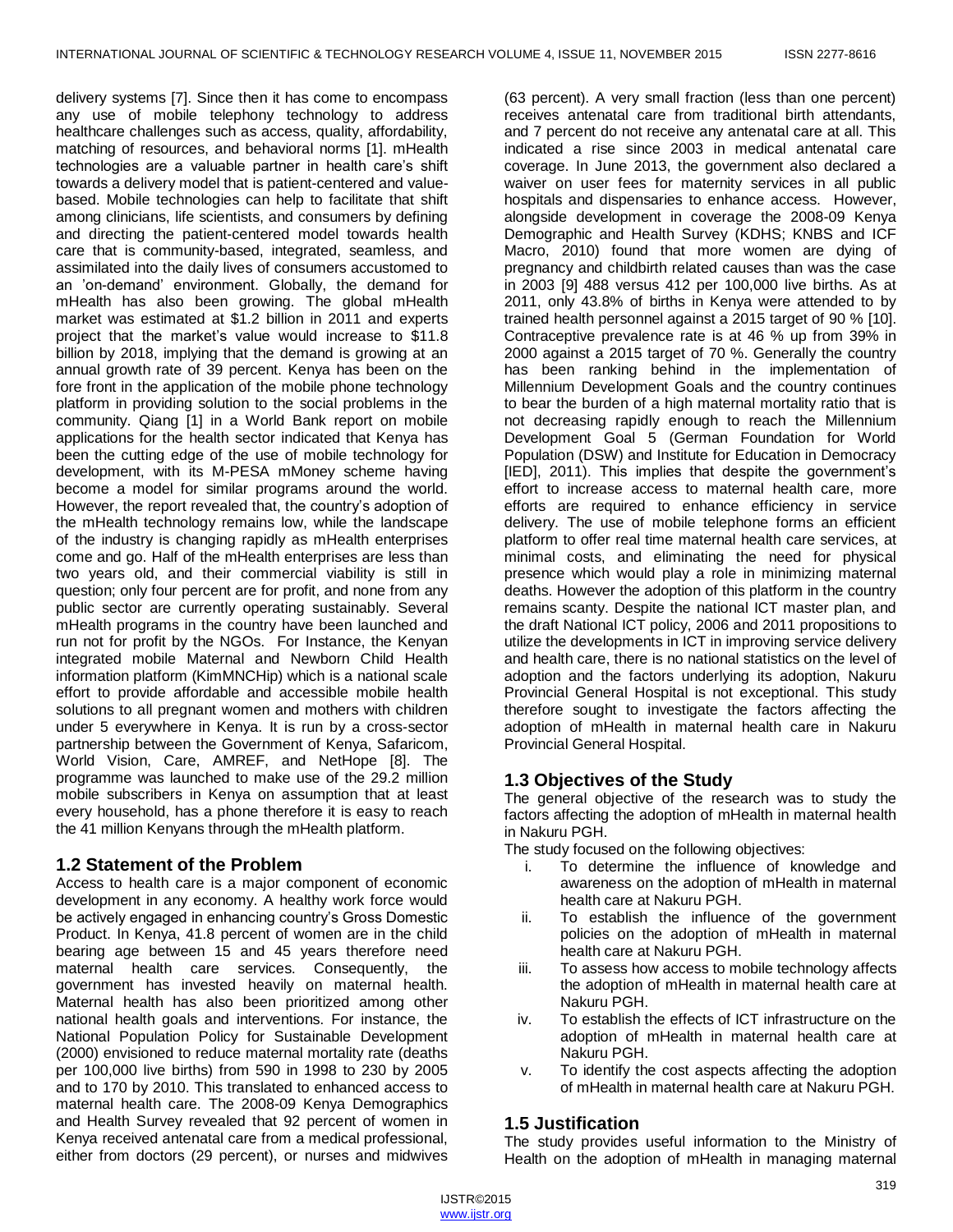delivery systems [7]. Since then it has come to encompass any use of mobile telephony technology to address healthcare challenges such as access, quality, affordability, matching of resources, and behavioral norms [1]. mHealth technologies are a valuable partner in health care's shift towards a delivery model that is patient-centered and value-based. Mobile technologies can help to facilitate that shift among clinicians, life scientists, and consumers by defining and directing the patient-centered model towards health care that is community-based, integrated, seamless, and assimilated into the daily lives of consumers accustomed to an 'on-demand' environment. Globally, the demand for mHealth has also been growing. The global mHealth market was estimated at $1.2 billion in 2011 and experts project that the market's value would increase to $11.8 billion by 2018, implying that the demand is growing at an annual growth rate of 39 percent. Kenya has been on the fore front in the application of the mobile phone technology platform in providing solution to the social problems in the community. Qiang [1] in a World Bank report on mobile applications for the health sector indicated that Kenya has been the cutting edge of the use of mobile technology for development, with its M-PESA mMoney scheme having become a model for similar programs around the world. However, the report revealed that, the country's adoption of the mHealth technology remains low, while the landscape of the industry is changing rapidly as mHealth enterprises come and go. Half of the mHealth enterprises are less than two years old, and their commercial viability is still in question; only four percent are for profit, and none from any public sector are currently operating sustainably. Several mHealth programs in the country have been launched and run not for profit by the NGOs. For Instance, the Kenyan integrated mobile Maternal and Newborn Child Health information platform (KimMNCHip) which is a national scale effort to provide affordable and accessible mobile health solutions to all pregnant women and mothers with children under 5 everywhere in Kenya. It is run by a cross-sector partnership between the Government of Kenya, Safaricom, World Vision, Care, AMREF, and NetHope [8]. The programme was launched to make use of the 29.2 million mobile subscribers in Kenya on assumption that at least every household, has a phone therefore it is easy to reach the 41 million Kenyans through the mHealth platform.

## 1.2 Statement of the Problem

Access to health care is a major component of economic development in any economy. A healthy work force would be actively engaged in enhancing country's Gross Domestic Product. In Kenya, 41.8 percent of women are in the child bearing age between 15 and 45 years therefore need maternal health care services. Consequently, the government has invested heavily on maternal health. Maternal health has also been prioritized among other national health goals and interventions. For instance, the National Population Policy for Sustainable Development (2000) envisioned to reduce maternal mortality rate (deaths per 100,000 live births) from 590 in 1998 to 230 by 2005 and to 170 by 2010. This translated to enhanced access to maternal health care. The 2008-09 Kenya Demographics and Health Survey revealed that 92 percent of women in Kenya received antenatal care from a medical professional, either from doctors (29 percent), or nurses and midwives (63 percent). A very small fraction (less than one percent) receives antenatal care from traditional birth attendants, and 7 percent do not receive any antenatal care at all. This indicated a rise since 2003 in medical antenatal care coverage. In June 2013, the government also declared a waiver on user fees for maternity services in all public hospitals and dispensaries to enhance access. However, alongside development in coverage the 2008-09 Kenya Demographic and Health Survey (KDHS; KNBS and ICF Macro, 2010) found that more women are dying of pregnancy and childbirth related causes than was the case in 2003 [9] 488 versus 412 per 100,000 live births. As at 2011, only 43.8% of births in Kenya were attended to by trained health personnel against a 2015 target of 90 % [10]. Contraceptive prevalence rate is at 46 % up from 39% in 2000 against a 2015 target of 70 %. Generally the country has been ranking behind in the implementation of Millennium Development Goals and the country continues to bear the burden of a high maternal mortality ratio that is not decreasing rapidly enough to reach the Millennium Development Goal 5 (German Foundation for World Population (DSW) and Institute for Education in Democracy [IED], 2011). This implies that despite the government's effort to increase access to maternal health care, more efforts are required to enhance efficiency in service delivery. The use of mobile telephone forms an efficient platform to offer real time maternal health care services, at minimal costs, and eliminating the need for physical presence which would play a role in minimizing maternal deaths. However the adoption of this platform in the country remains scanty. Despite the national ICT master plan, and the draft National ICT policy, 2006 and 2011 propositions to utilize the developments in ICT in improving service delivery and health care, there is no national statistics on the level of adoption and the factors underlying its adoption, Nakuru Provincial General Hospital is not exceptional. This study therefore sought to investigate the factors affecting the adoption of mHealth in maternal health care in Nakuru Provincial General Hospital.

## 1.3 Objectives of the Study

The general objective of the research was to study the factors affecting the adoption of mHealth in maternal health in Nakuru PGH.

The study focused on the following objectives:

i. To determine the influence of knowledge and awareness on the adoption of mHealth in maternal health care at Nakuru PGH.
ii. To establish the influence of the government policies on the adoption of mHealth in maternal health care at Nakuru PGH.
iii. To assess how access to mobile technology affects the adoption of mHealth in maternal health care at Nakuru PGH.
iv. To establish the effects of ICT infrastructure on the adoption of mHealth in maternal health care at Nakuru PGH.
v. To identify the cost aspects affecting the adoption of mHealth in maternal health care at Nakuru PGH.

## 1.5 Justification

The study provides useful information to the Ministry of Health on the adoption of mHealth in managing maternal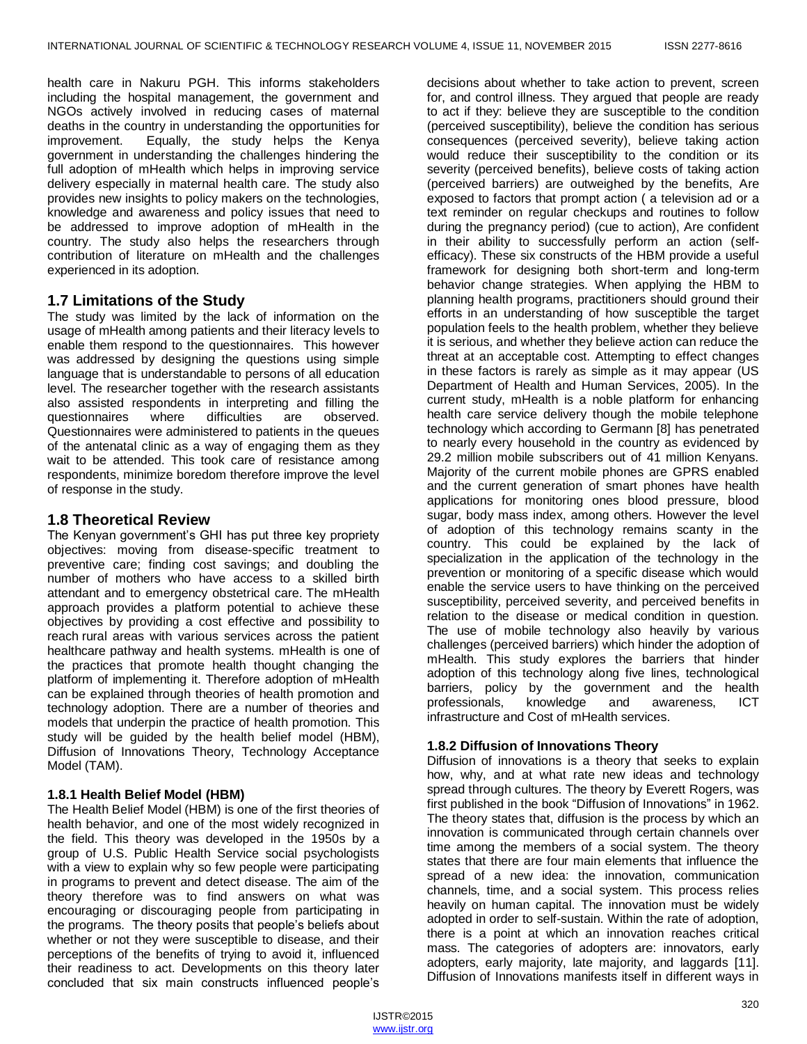health care in Nakuru PGH. This informs stakeholders including the hospital management, the government and NGOs actively involved in reducing cases of maternal deaths in the country in understanding the opportunities for improvement. Equally, the study helps the Kenya government in understanding the challenges hindering the full adoption of mHealth which helps in improving service delivery especially in maternal health care. The study also provides new insights to policy makers on the technologies, knowledge and awareness and policy issues that need to be addressed to improve adoption of mHealth in the country. The study also helps the researchers through contribution of literature on mHealth and the challenges experienced in its adoption.

## 1.7 Limitations of the Study

The study was limited by the lack of information on the usage of mHealth among patients and their literacy levels to enable them respond to the questionnaires. This however was addressed by designing the questions using simple language that is understandable to persons of all education level. The researcher together with the research assistants also assisted respondents in interpreting and filling the questionnaires where difficulties are observed. Questionnaires were administered to patients in the queues of the antenatal clinic as a way of engaging them as they wait to be attended. This took care of resistance among respondents, minimize boredom therefore improve the level of response in the study.

## 1.8 Theoretical Review

The Kenyan government's GHI has put three key propriety objectives: moving from disease-specific treatment to preventive care; finding cost savings; and doubling the number of mothers who have access to a skilled birth attendant and to emergency obstetrical care. The mHealth approach provides a platform potential to achieve these objectives by providing a cost effective and possibility to reach rural areas with various services across the patient healthcare pathway and health systems. mHealth is one of the practices that promote health thought changing the platform of implementing it. Therefore adoption of mHealth can be explained through theories of health promotion and technology adoption. There are a number of theories and models that underpin the practice of health promotion. This study will be guided by the health belief model (HBM), Diffusion of Innovations Theory, Technology Acceptance Model (TAM).

### 1.8.1 Health Belief Model (HBM)

The Health Belief Model (HBM) is one of the first theories of health behavior, and one of the most widely recognized in the field. This theory was developed in the 1950s by a group of U.S. Public Health Service social psychologists with a view to explain why so few people were participating in programs to prevent and detect disease. The aim of the theory therefore was to find answers on what was encouraging or discouraging people from participating in the programs. The theory posits that people's beliefs about whether or not they were susceptible to disease, and their perceptions of the benefits of trying to avoid it, influenced their readiness to act. Developments on this theory later concluded that six main constructs influenced people's decisions about whether to take action to prevent, screen for, and control illness. They argued that people are ready to act if they: believe they are susceptible to the condition (perceived susceptibility), believe the condition has serious consequences (perceived severity), believe taking action would reduce their susceptibility to the condition or its severity (perceived benefits), believe costs of taking action (perceived barriers) are outweighed by the benefits, Are exposed to factors that prompt action ( a television ad or a text reminder on regular checkups and routines to follow during the pregnancy period) (cue to action), Are confident in their ability to successfully perform an action (self-efficacy). These six constructs of the HBM provide a useful framework for designing both short-term and long-term behavior change strategies. When applying the HBM to planning health programs, practitioners should ground their efforts in an understanding of how susceptible the target population feels to the health problem, whether they believe it is serious, and whether they believe action can reduce the threat at an acceptable cost. Attempting to effect changes in these factors is rarely as simple as it may appear (US Department of Health and Human Services, 2005). In the current study, mHealth is a noble platform for enhancing health care service delivery though the mobile telephone technology which according to Germann [8] has penetrated to nearly every household in the country as evidenced by 29.2 million mobile subscribers out of 41 million Kenyans. Majority of the current mobile phones are GPRS enabled and the current generation of smart phones have health applications for monitoring ones blood pressure, blood sugar, body mass index, among others. However the level of adoption of this technology remains scanty in the country. This could be explained by the lack of specialization in the application of the technology in the prevention or monitoring of a specific disease which would enable the service users to have thinking on the perceived susceptibility, perceived severity, and perceived benefits in relation to the disease or medical condition in question. The use of mobile technology also heavily by various challenges (perceived barriers) which hinder the adoption of mHealth. This study explores the barriers that hinder adoption of this technology along five lines, technological barriers, policy by the government and the health professionals, knowledge and awareness, ICT infrastructure and Cost of mHealth services.

### 1.8.2 Diffusion of Innovations Theory

Diffusion of innovations is a theory that seeks to explain how, why, and at what rate new ideas and technology spread through cultures. The theory by Everett Rogers, was first published in the book "Diffusion of Innovations" in 1962. The theory states that, diffusion is the process by which an innovation is communicated through certain channels over time among the members of a social system. The theory states that there are four main elements that influence the spread of a new idea: the innovation, communication channels, time, and a social system. This process relies heavily on human capital. The innovation must be widely adopted in order to self-sustain. Within the rate of adoption, there is a point at which an innovation reaches critical mass. The categories of adopters are: innovators, early adopters, early majority, late majority, and laggards [11]. Diffusion of Innovations manifests itself in different ways in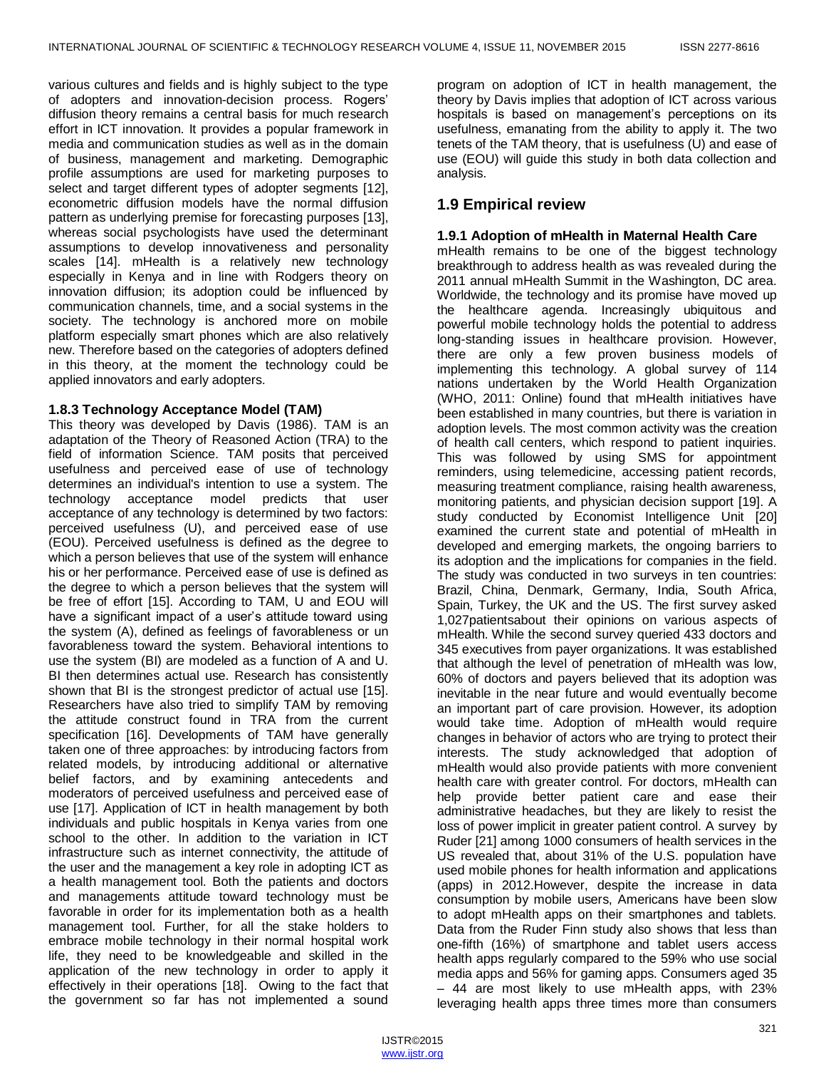various cultures and fields and is highly subject to the type of adopters and innovation-decision process. Rogers' diffusion theory remains a central basis for much research effort in ICT innovation. It provides a popular framework in media and communication studies as well as in the domain of business, management and marketing. Demographic profile assumptions are used for marketing purposes to select and target different types of adopter segments [12], econometric diffusion models have the normal diffusion pattern as underlying premise for forecasting purposes [13], whereas social psychologists have used the determinant assumptions to develop innovativeness and personality scales [14]. mHealth is a relatively new technology especially in Kenya and in line with Rodgers theory on innovation diffusion; its adoption could be influenced by communication channels, time, and a social systems in the society. The technology is anchored more on mobile platform especially smart phones which are also relatively new. Therefore based on the categories of adopters defined in this theory, at the moment the technology could be applied innovators and early adopters.

### 1.8.3 Technology Acceptance Model (TAM)

This theory was developed by Davis (1986). TAM is an adaptation of the Theory of Reasoned Action (TRA) to the field of information Science. TAM posits that perceived usefulness and perceived ease of use of technology determines an individual's intention to use a system. The technology acceptance model predicts that user acceptance of any technology is determined by two factors: perceived usefulness (U), and perceived ease of use (EOU). Perceived usefulness is defined as the degree to which a person believes that use of the system will enhance his or her performance. Perceived ease of use is defined as the degree to which a person believes that the system will be free of effort [15]. According to TAM, U and EOU will have a significant impact of a user's attitude toward using the system (A), defined as feelings of favorableness or un favorableness toward the system. Behavioral intentions to use the system (BI) are modeled as a function of A and U. BI then determines actual use. Research has consistently shown that BI is the strongest predictor of actual use [15]. Researchers have also tried to simplify TAM by removing the attitude construct found in TRA from the current specification [16]. Developments of TAM have generally taken one of three approaches: by introducing factors from related models, by introducing additional or alternative belief factors, and by examining antecedents and moderators of perceived usefulness and perceived ease of use [17]. Application of ICT in health management by both individuals and public hospitals in Kenya varies from one school to the other. In addition to the variation in ICT infrastructure such as internet connectivity, the attitude of the user and the management a key role in adopting ICT as a health management tool. Both the patients and doctors and managements attitude toward technology must be favorable in order for its implementation both as a health management tool. Further, for all the stake holders to embrace mobile technology in their normal hospital work life, they need to be knowledgeable and skilled in the application of the new technology in order to apply it effectively in their operations [18]. Owing to the fact that the government so far has not implemented a sound program on adoption of ICT in health management, the theory by Davis implies that adoption of ICT across various hospitals is based on management's perceptions on its usefulness, emanating from the ability to apply it. The two tenets of the TAM theory, that is usefulness (U) and ease of use (EOU) will guide this study in both data collection and analysis.

## 1.9 Empirical review

### 1.9.1 Adoption of mHealth in Maternal Health Care

mHealth remains to be one of the biggest technology breakthrough to address health as was revealed during the 2011 annual mHealth Summit in the Washington, DC area. Worldwide, the technology and its promise have moved up the healthcare agenda. Increasingly ubiquitous and powerful mobile technology holds the potential to address long-standing issues in healthcare provision. However, there are only a few proven business models of implementing this technology. A global survey of 114 nations undertaken by the World Health Organization (WHO, 2011: Online) found that mHealth initiatives have been established in many countries, but there is variation in adoption levels. The most common activity was the creation of health call centers, which respond to patient inquiries. This was followed by using SMS for appointment reminders, using telemedicine, accessing patient records, measuring treatment compliance, raising health awareness, monitoring patients, and physician decision support [19]. A study conducted by Economist Intelligence Unit [20] examined the current state and potential of mHealth in developed and emerging markets, the ongoing barriers to its adoption and the implications for companies in the field. The study was conducted in two surveys in ten countries: Brazil, China, Denmark, Germany, India, South Africa, Spain, Turkey, the UK and the US. The first survey asked 1,027patientsabout their opinions on various aspects of mHealth. While the second survey queried 433 doctors and 345 executives from payer organizations. It was established that although the level of penetration of mHealth was low, 60% of doctors and payers believed that its adoption was inevitable in the near future and would eventually become an important part of care provision. However, its adoption would take time. Adoption of mHealth would require changes in behavior of actors who are trying to protect their interests. The study acknowledged that adoption of mHealth would also provide patients with more convenient health care with greater control. For doctors, mHealth can help provide better patient care and ease their administrative headaches, but they are likely to resist the loss of power implicit in greater patient control. A survey by Ruder [21] among 1000 consumers of health services in the US revealed that, about 31% of the U.S. population have used mobile phones for health information and applications (apps) in 2012.However, despite the increase in data consumption by mobile users, Americans have been slow to adopt mHealth apps on their smartphones and tablets. Data from the Ruder Finn study also shows that less than one-fifth (16%) of smartphone and tablet users access health apps regularly compared to the 59% who use social media apps and 56% for gaming apps. Consumers aged 35 – 44 are most likely to use mHealth apps, with 23% leveraging health apps three times more than consumers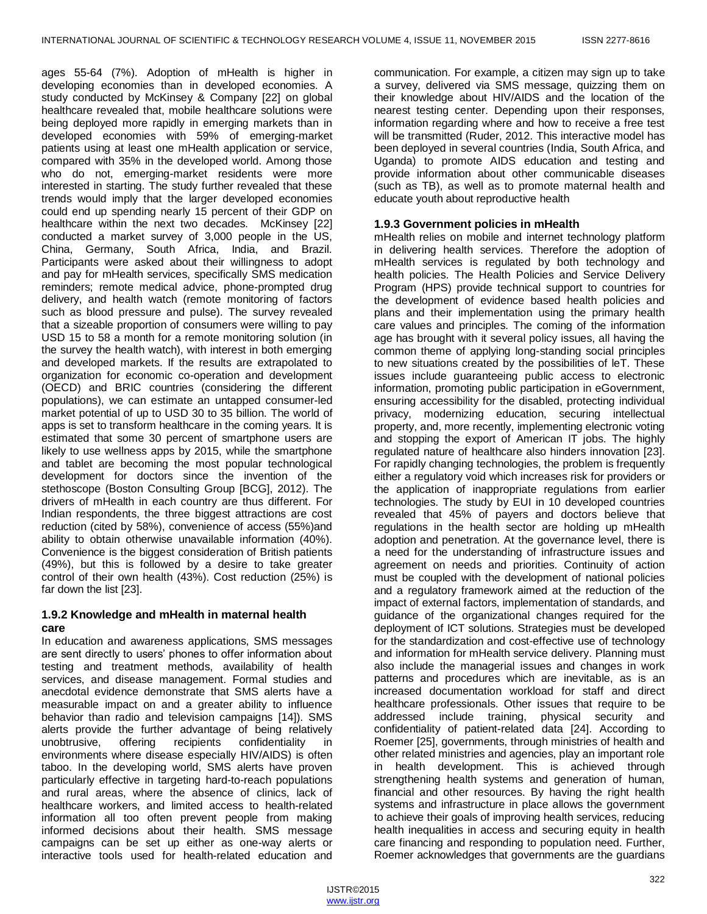ages 55-64 (7%). Adoption of mHealth is higher in developing economies than in developed economies. A study conducted by McKinsey & Company [22] on global healthcare revealed that, mobile healthcare solutions were being deployed more rapidly in emerging markets than in developed economies with 59% of emerging-market patients using at least one mHealth application or service, compared with 35% in the developed world. Among those who do not, emerging-market residents were more interested in starting. The study further revealed that these trends would imply that the larger developed economies could end up spending nearly 15 percent of their GDP on healthcare within the next two decades. McKinsey [22] conducted a market survey of 3,000 people in the US, China, Germany, South Africa, India, and Brazil. Participants were asked about their willingness to adopt and pay for mHealth services, specifically SMS medication reminders; remote medical advice, phone-prompted drug delivery, and health watch (remote monitoring of factors such as blood pressure and pulse). The survey revealed that a sizeable proportion of consumers were willing to pay USD 15 to 58 a month for a remote monitoring solution (in the survey the health watch), with interest in both emerging and developed markets. If the results are extrapolated to organization for economic co-operation and development (OECD) and BRIC countries (considering the different populations), we can estimate an untapped consumer-led market potential of up to USD 30 to 35 billion. The world of apps is set to transform healthcare in the coming years. It is estimated that some 30 percent of smartphone users are likely to use wellness apps by 2015, while the smartphone and tablet are becoming the most popular technological development for doctors since the invention of the stethoscope (Boston Consulting Group [BCG], 2012). The drivers of mHealth in each country are thus different. For Indian respondents, the three biggest attractions are cost reduction (cited by 58%), convenience of access (55%)and ability to obtain otherwise unavailable information (40%). Convenience is the biggest consideration of British patients (49%), but this is followed by a desire to take greater control of their own health (43%). Cost reduction (25%) is far down the list [23].

### 1.9.2 Knowledge and mHealth in maternal health care

In education and awareness applications, SMS messages are sent directly to users' phones to offer information about testing and treatment methods, availability of health services, and disease management. Formal studies and anecdotal evidence demonstrate that SMS alerts have a measurable impact on and a greater ability to influence behavior than radio and television campaigns [14]). SMS alerts provide the further advantage of being relatively unobtrusive, offering recipients confidentiality in environments where disease especially HIV/AIDS) is often taboo. In the developing world, SMS alerts have proven particularly effective in targeting hard-to-reach populations and rural areas, where the absence of clinics, lack of healthcare workers, and limited access to health-related information all too often prevent people from making informed decisions about their health. SMS message campaigns can be set up either as one-way alerts or interactive tools used for health-related education and communication. For example, a citizen may sign up to take a survey, delivered via SMS message, quizzing them on their knowledge about HIV/AIDS and the location of the nearest testing center. Depending upon their responses, information regarding where and how to receive a free test will be transmitted (Ruder, 2012. This interactive model has been deployed in several countries (India, South Africa, and Uganda) to promote AIDS education and testing and provide information about other communicable diseases (such as TB), as well as to promote maternal health and educate youth about reproductive health

### 1.9.3 Government policies in mHealth

mHealth relies on mobile and internet technology platform in delivering health services. Therefore the adoption of mHealth services is regulated by both technology and health policies. The Health Policies and Service Delivery Program (HPS) provide technical support to countries for the development of evidence based health policies and plans and their implementation using the primary health care values and principles. The coming of the information age has brought with it several policy issues, all having the common theme of applying long-standing social principles to new situations created by the possibilities of leT. These issues include guaranteeing public access to electronic information, promoting public participation in eGovernment, ensuring accessibility for the disabled, protecting individual privacy, modernizing education, securing intellectual property, and, more recently, implementing electronic voting and stopping the export of American IT jobs. The highly regulated nature of healthcare also hinders innovation [23]. For rapidly changing technologies, the problem is frequently either a regulatory void which increases risk for providers or the application of inappropriate regulations from earlier technologies. The study by EUI in 10 developed countries revealed that 45% of payers and doctors believe that regulations in the health sector are holding up mHealth adoption and penetration. At the governance level, there is a need for the understanding of infrastructure issues and agreement on needs and priorities. Continuity of action must be coupled with the development of national policies and a regulatory framework aimed at the reduction of the impact of external factors, implementation of standards, and guidance of the organizational changes required for the deployment of ICT solutions. Strategies must be developed for the standardization and cost-effective use of technology and information for mHealth service delivery. Planning must also include the managerial issues and changes in work patterns and procedures which are inevitable, as is an increased documentation workload for staff and direct healthcare professionals. Other issues that require to be addressed include training, physical security and confidentiality of patient-related data [24]. According to Roemer [25], governments, through ministries of health and other related ministries and agencies, play an important role in health development. This is achieved through strengthening health systems and generation of human, financial and other resources. By having the right health systems and infrastructure in place allows the government to achieve their goals of improving health services, reducing health inequalities in access and securing equity in health care financing and responding to population need. Further, Roemer acknowledges that governments are the guardians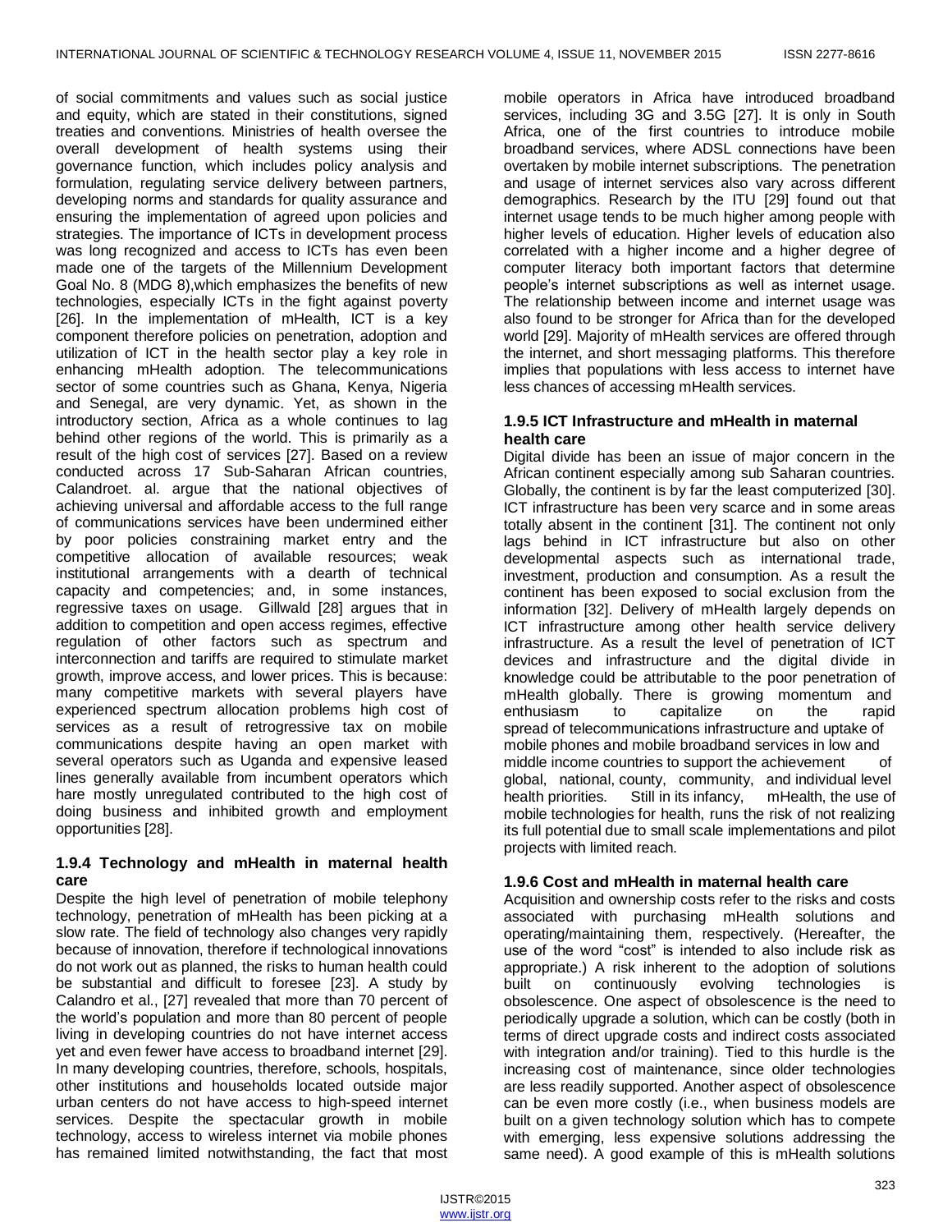of social commitments and values such as social justice and equity, which are stated in their constitutions, signed treaties and conventions. Ministries of health oversee the overall development of health systems using their governance function, which includes policy analysis and formulation, regulating service delivery between partners, developing norms and standards for quality assurance and ensuring the implementation of agreed upon policies and strategies. The importance of ICTs in development process was long recognized and access to ICTs has even been made one of the targets of the Millennium Development Goal No. 8 (MDG 8),which emphasizes the benefits of new technologies, especially ICTs in the fight against poverty [26]. In the implementation of mHealth, ICT is a key component therefore policies on penetration, adoption and utilization of ICT in the health sector play a key role in enhancing mHealth adoption. The telecommunications sector of some countries such as Ghana, Kenya, Nigeria and Senegal, are very dynamic. Yet, as shown in the introductory section, Africa as a whole continues to lag behind other regions of the world. This is primarily as a result of the high cost of services [27]. Based on a review conducted across 17 Sub-Saharan African countries, Calandroet. al. argue that the national objectives of achieving universal and affordable access to the full range of communications services have been undermined either by poor policies constraining market entry and the competitive allocation of available resources; weak institutional arrangements with a dearth of technical capacity and competencies; and, in some instances, regressive taxes on usage. Gillwald [28] argues that in addition to competition and open access regimes, effective regulation of other factors such as spectrum and interconnection and tariffs are required to stimulate market growth, improve access, and lower prices. This is because: many competitive markets with several players have experienced spectrum allocation problems high cost of services as a result of retrogressive tax on mobile communications despite having an open market with several operators such as Uganda and expensive leased lines generally available from incumbent operators which hare mostly unregulated contributed to the high cost of doing business and inhibited growth and employment opportunities [28].

### 1.9.4 Technology and mHealth in maternal health care

Despite the high level of penetration of mobile telephony technology, penetration of mHealth has been picking at a slow rate. The field of technology also changes very rapidly because of innovation, therefore if technological innovations do not work out as planned, the risks to human health could be substantial and difficult to foresee [23]. A study by Calandro et al., [27] revealed that more than 70 percent of the world's population and more than 80 percent of people living in developing countries do not have internet access yet and even fewer have access to broadband internet [29]. In many developing countries, therefore, schools, hospitals, other institutions and households located outside major urban centers do not have access to high-speed internet services. Despite the spectacular growth in mobile technology, access to wireless internet via mobile phones has remained limited notwithstanding, the fact that most mobile operators in Africa have introduced broadband services, including 3G and 3.5G [27]. It is only in South Africa, one of the first countries to introduce mobile broadband services, where ADSL connections have been overtaken by mobile internet subscriptions. The penetration and usage of internet services also vary across different demographics. Research by the ITU [29] found out that internet usage tends to be much higher among people with higher levels of education. Higher levels of education also correlated with a higher income and a higher degree of computer literacy both important factors that determine people's internet subscriptions as well as internet usage. The relationship between income and internet usage was also found to be stronger for Africa than for the developed world [29]. Majority of mHealth services are offered through the internet, and short messaging platforms. This therefore implies that populations with less access to internet have less chances of accessing mHealth services.

### 1.9.5 ICT Infrastructure and mHealth in maternal health care

Digital divide has been an issue of major concern in the African continent especially among sub Saharan countries. Globally, the continent is by far the least computerized [30]. ICT infrastructure has been very scarce and in some areas totally absent in the continent [31]. The continent not only lags behind in ICT infrastructure but also on other developmental aspects such as international trade, investment, production and consumption. As a result the continent has been exposed to social exclusion from the information [32]. Delivery of mHealth largely depends on ICT infrastructure among other health service delivery infrastructure. As a result the level of penetration of ICT devices and infrastructure and the digital divide in knowledge could be attributable to the poor penetration of mHealth globally. There is growing momentum and enthusiasm to capitalize on the rapid spread of telecommunications infrastructure and uptake of mobile phones and mobile broadband services in low and middle income countries to support the achievement of global, national, county, community, and individual level health priorities. Still in its infancy, mHealth, the use of mobile technologies for health, runs the risk of not realizing its full potential due to small scale implementations and pilot projects with limited reach.

### 1.9.6 Cost and mHealth in maternal health care

Acquisition and ownership costs refer to the risks and costs associated with purchasing mHealth solutions and operating/maintaining them, respectively. (Hereafter, the use of the word "cost" is intended to also include risk as appropriate.) A risk inherent to the adoption of solutions built on continuously evolving technologies is obsolescence. One aspect of obsolescence is the need to periodically upgrade a solution, which can be costly (both in terms of direct upgrade costs and indirect costs associated with integration and/or training). Tied to this hurdle is the increasing cost of maintenance, since older technologies are less readily supported. Another aspect of obsolescence can be even more costly (i.e., when business models are built on a given technology solution which has to compete with emerging, less expensive solutions addressing the same need). A good example of this is mHealth solutions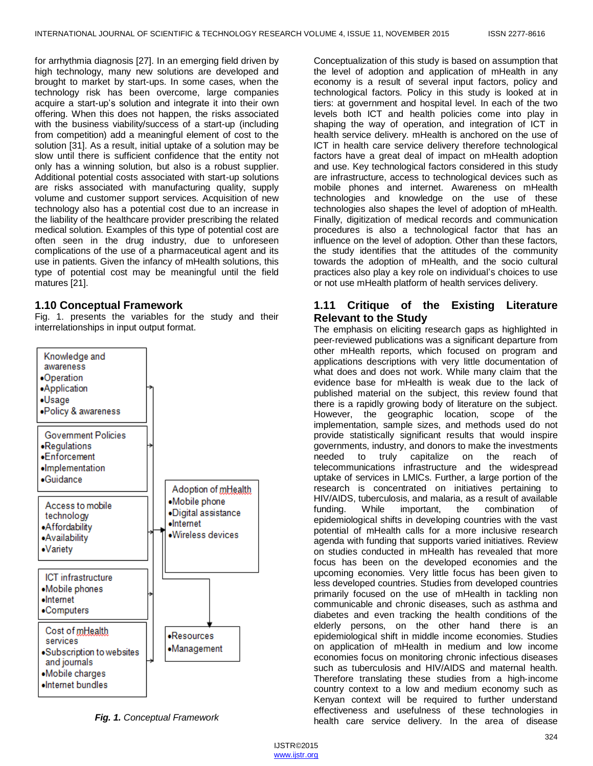for arrhythmia diagnosis [27]. In an emerging field driven by high technology, many new solutions are developed and brought to market by start-ups. In some cases, when the technology risk has been overcome, large companies acquire a start-up's solution and integrate it into their own offering. When this does not happen, the risks associated with the business viability/success of a start-up (including from competition) add a meaningful element of cost to the solution [31]. As a result, initial uptake of a solution may be slow until there is sufficient confidence that the entity not only has a winning solution, but also is a robust supplier. Additional potential costs associated with start-up solutions are risks associated with manufacturing quality, supply volume and customer support services. Acquisition of new technology also has a potential cost due to an increase in the liability of the healthcare provider prescribing the related medical solution. Examples of this type of potential cost are often seen in the drug industry, due to unforeseen complications of the use of a pharmaceutical agent and its use in patients. Given the infancy of mHealth solutions, this type of potential cost may be meaningful until the field matures [21].

## 1.10 Conceptual Framework

Fig. 1. presents the variables for the study and their interrelationships in input output format.

Knowledge and awareness
- Operation
- Application
- Usage
- Policy & awareness

Government Policies
- Regulations
- Enforcement
- Implementation
- Guidance

Access to mobile technology
- Affordability
- Availability
- Variety

ICT infrastructure
- Mobile phones
- Internet
- Computers

Cost of mHealth services
- Subscription to websites and journals
- Mobile charges
- Internet bundles

Adoption of mHealth
- Mobile phone
- Digital assistance
- Internet
- Wireless devices

- Resources
- Management

***Fig. 1.*** *Conceptual Framework*

Conceptualization of this study is based on assumption that the level of adoption and application of mHealth in any economy is a result of several input factors, policy and technological factors. Policy in this study is looked at in tiers: at government and hospital level. In each of the two levels both ICT and health policies come into play in shaping the way of operation, and integration of ICT in health service delivery. mHealth is anchored on the use of ICT in health care service delivery therefore technological factors have a great deal of impact on mHealth adoption and use. Key technological factors considered in this study are infrastructure, access to technological devices such as mobile phones and internet. Awareness on mHealth technologies and knowledge on the use of these technologies also shapes the level of adoption of mHealth. Finally, digitization of medical records and communication procedures is also a technological factor that has an influence on the level of adoption. Other than these factors, the study identifies that the attitudes of the community towards the adoption of mHealth, and the socio cultural practices also play a key role on individual's choices to use or not use mHealth platform of health services delivery.

## 1.11 Critique of the Existing Literature Relevant to the Study

The emphasis on eliciting research gaps as highlighted in peer-reviewed publications was a significant departure from other mHealth reports, which focused on program and applications descriptions with very little documentation of what does and does not work. While many claim that the evidence base for mHealth is weak due to the lack of published material on the subject, this review found that there is a rapidly growing body of literature on the subject. However, the geographic location, scope of the implementation, sample sizes, and methods used do not provide statistically significant results that would inspire governments, industry, and donors to make the investments needed to truly capitalize on the reach of telecommunications infrastructure and the widespread uptake of services in LMICs. Further, a large portion of the research is concentrated on initiatives pertaining to HIV/AIDS, tuberculosis, and malaria, as a result of available funding. While important, the combination of epidemiological shifts in developing countries with the vast potential of mHealth calls for a more inclusive research agenda with funding that supports varied initiatives. Review on studies conducted in mHealth has revealed that more focus has been on the developed economies and the upcoming economies. Very little focus has been given to less developed countries. Studies from developed countries primarily focused on the use of mHealth in tackling non communicable and chronic diseases, such as asthma and diabetes and even tracking the health conditions of the elderly persons, on the other hand there is an epidemiological shift in middle income economies. Studies on application of mHealth in medium and low income economies focus on monitoring chronic infectious diseases such as tuberculosis and HIV/AIDS and maternal health. Therefore translating these studies from a high-income country context to a low and medium economy such as Kenyan context will be required to further understand effectiveness and usefulness of these technologies in health care service delivery. In the area of disease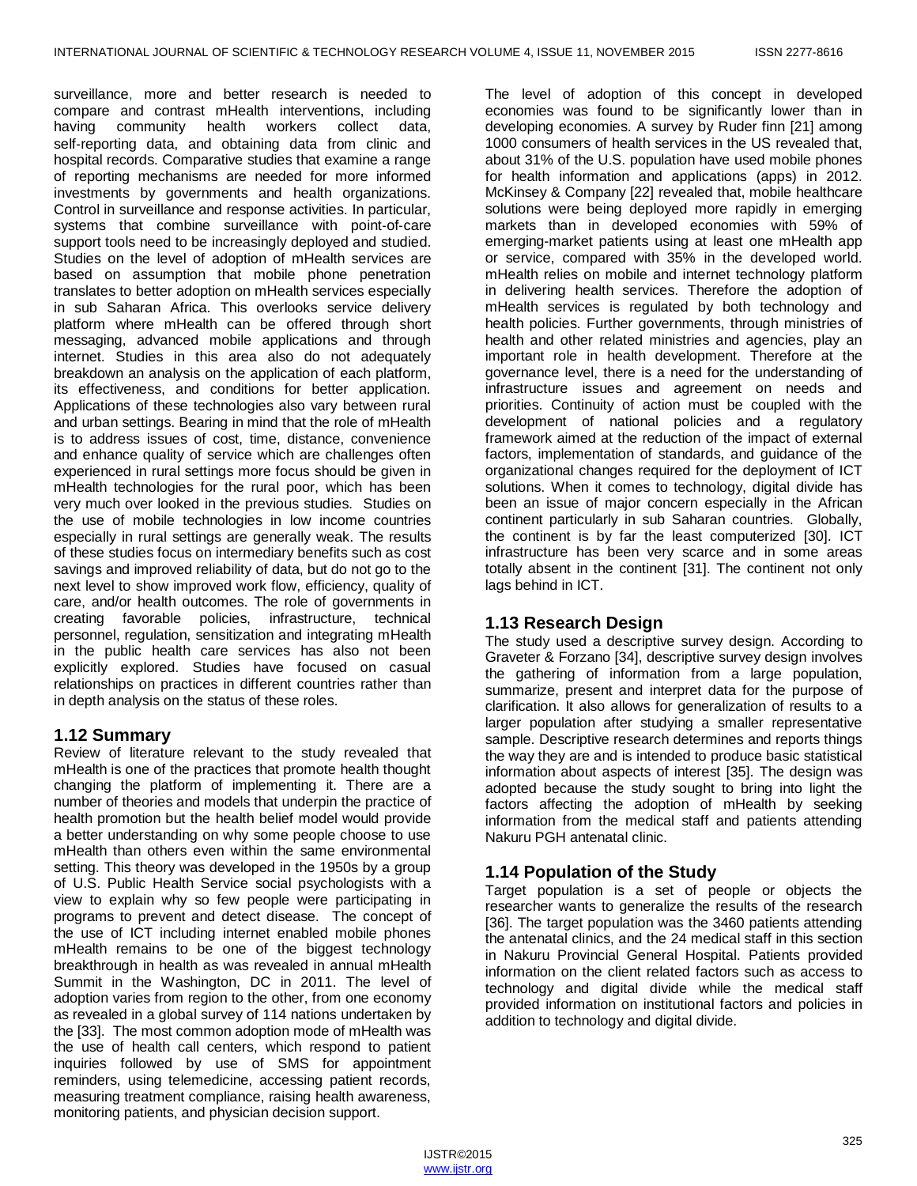surveillance, more and better research is needed to compare and contrast mHealth interventions, including having community health workers collect data, self-reporting data, and obtaining data from clinic and hospital records. Comparative studies that examine a range of reporting mechanisms are needed for more informed investments by governments and health organizations. Control in surveillance and response activities. In particular, systems that combine surveillance with point-of-care support tools need to be increasingly deployed and studied. Studies on the level of adoption of mHealth services are based on assumption that mobile phone penetration translates to better adoption on mHealth services especially in sub Saharan Africa. This overlooks service delivery platform where mHealth can be offered through short messaging, advanced mobile applications and through internet. Studies in this area also do not adequately breakdown an analysis on the application of each platform, its effectiveness, and conditions for better application. Applications of these technologies also vary between rural and urban settings. Bearing in mind that the role of mHealth is to address issues of cost, time, distance, convenience and enhance quality of service which are challenges often experienced in rural settings more focus should be given in mHealth technologies for the rural poor, which has been very much over looked in the previous studies. Studies on the use of mobile technologies in low income countries especially in rural settings are generally weak. The results of these studies focus on intermediary benefits such as cost savings and improved reliability of data, but do not go to the next level to show improved work flow, efficiency, quality of care, and/or health outcomes. The role of governments in creating favorable policies, infrastructure, technical personnel, regulation, sensitization and integrating mHealth in the public health care services has also not been explicitly explored. Studies have focused on casual relationships on practices in different countries rather than in depth analysis on the status of these roles.

## 1.12 Summary

Review of literature relevant to the study revealed that mHealth is one of the practices that promote health thought changing the platform of implementing it. There are a number of theories and models that underpin the practice of health promotion but the health belief model would provide a better understanding on why some people choose to use mHealth than others even within the same environmental setting. This theory was developed in the 1950s by a group of U.S. Public Health Service social psychologists with a view to explain why so few people were participating in programs to prevent and detect disease. The concept of the use of ICT including internet enabled mobile phones mHealth remains to be one of the biggest technology breakthrough in health as was revealed in annual mHealth Summit in the Washington, DC in 2011. The level of adoption varies from region to the other, from one economy as revealed in a global survey of 114 nations undertaken by the [33]. The most common adoption mode of mHealth was the use of health call centers, which respond to patient inquiries followed by use of SMS for appointment reminders, using telemedicine, accessing patient records, measuring treatment compliance, raising health awareness, monitoring patients, and physician decision support.

The level of adoption of this concept in developed economies was found to be significantly lower than in developing economies. A survey by Ruder finn [21] among 1000 consumers of health services in the US revealed that, about 31% of the U.S. population have used mobile phones for health information and applications (apps) in 2012. McKinsey & Company [22] revealed that, mobile healthcare solutions were being deployed more rapidly in emerging markets than in developed economies with 59% of emerging-market patients using at least one mHealth app or service, compared with 35% in the developed world. mHealth relies on mobile and internet technology platform in delivering health services. Therefore the adoption of mHealth services is regulated by both technology and health policies. Further governments, through ministries of health and other related ministries and agencies, play an important role in health development. Therefore at the governance level, there is a need for the understanding of infrastructure issues and agreement on needs and priorities. Continuity of action must be coupled with the development of national policies and a regulatory framework aimed at the reduction of the impact of external factors, implementation of standards, and guidance of the organizational changes required for the deployment of ICT solutions. When it comes to technology, digital divide has been an issue of major concern especially in the African continent particularly in sub Saharan countries. Globally, the continent is by far the least computerized [30]. ICT infrastructure has been very scarce and in some areas totally absent in the continent [31]. The continent not only lags behind in ICT.

## 1.13 Research Design

The study used a descriptive survey design. According to Graveter & Forzano [34], descriptive survey design involves the gathering of information from a large population, summarize, present and interpret data for the purpose of clarification. It also allows for generalization of results to a larger population after studying a smaller representative sample. Descriptive research determines and reports things the way they are and is intended to produce basic statistical information about aspects of interest [35]. The design was adopted because the study sought to bring into light the factors affecting the adoption of mHealth by seeking information from the medical staff and patients attending Nakuru PGH antenatal clinic.

## 1.14 Population of the Study

Target population is a set of people or objects the researcher wants to generalize the results of the research [36]. The target population was the 3460 patients attending the antenatal clinics, and the 24 medical staff in this section in Nakuru Provincial General Hospital. Patients provided information on the client related factors such as access to technology and digital divide while the medical staff provided information on institutional factors and policies in addition to technology and digital divide.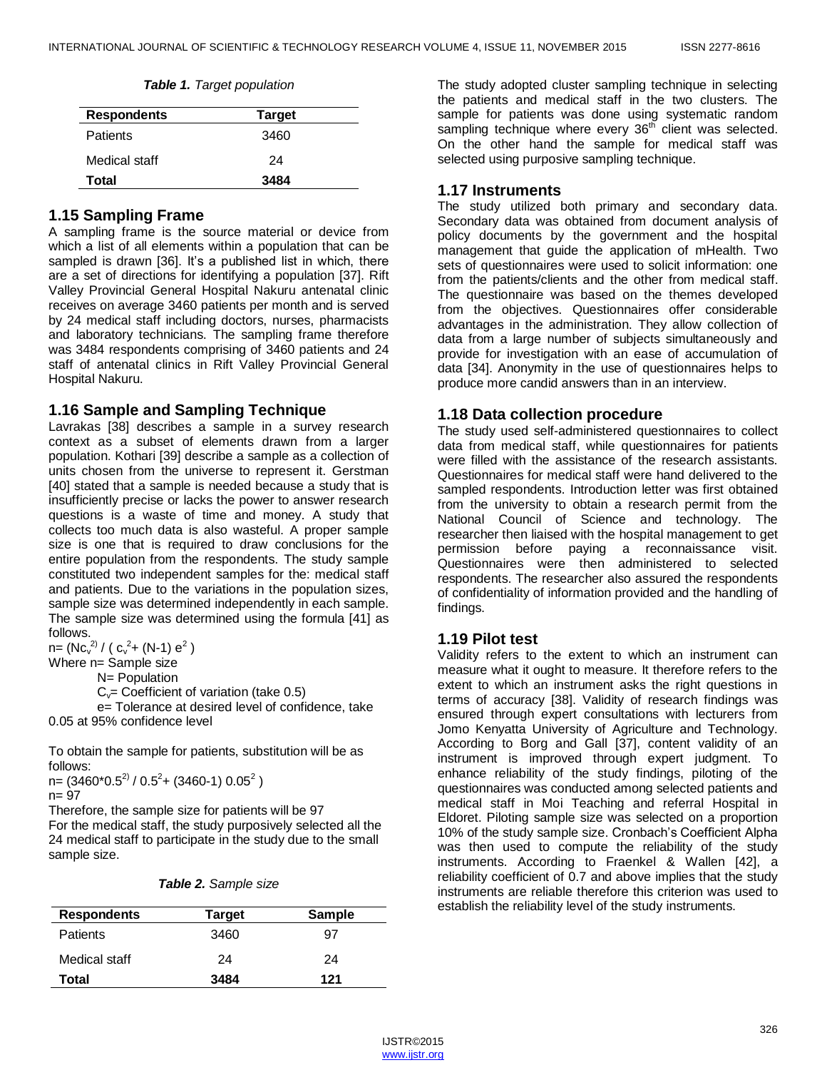*Table 1. Target population*

| Respondents | Target |
|---|---|
| Patients | 3460 |
| Medical staff | 24 |
| **Total** | **3484** |

## 1.15 Sampling Frame

A sampling frame is the source material or device from which a list of all elements within a population that can be sampled is drawn [36]. It's a published list in which, there are a set of directions for identifying a population [37]. Rift Valley Provincial General Hospital Nakuru antenatal clinic receives on average 3460 patients per month and is served by 24 medical staff including doctors, nurses, pharmacists and laboratory technicians. The sampling frame therefore was 3484 respondents comprising of 3460 patients and 24 staff of antenatal clinics in Rift Valley Provincial General Hospital Nakuru.

## 1.16 Sample and Sampling Technique

Lavrakas [38] describes a sample in a survey research context as a subset of elements drawn from a larger population. Kothari [39] describe a sample as a collection of units chosen from the universe to represent it. Gerstman [40] stated that a sample is needed because a study that is insufficiently precise or lacks the power to answer research questions is a waste of time and money. A study that collects too much data is also wasteful. A proper sample size is one that is required to draw conclusions for the entire population from the respondents. The study sample constituted two independent samples for the: medical staff and patients. Due to the variations in the population sizes, sample size was determined independently in each sample. The sample size was determined using the formula [41] as follows.

$n = (Nc_v^{2}) / (c_v^2 + (N-1) e^2)$

Where n= Sample size

N= Population

$C_v$= Coefficient of variation (take 0.5)

e= Tolerance at desired level of confidence, take 0.05 at 95% confidence level

To obtain the sample for patients, substitution will be as follows:

$n = (3460*0.5^{2}) / 0.5^2 + (3460-1)\ 0.05^2)$

n= 97

Therefore, the sample size for patients will be 97

For the medical staff, the study purposively selected all the 24 medical staff to participate in the study due to the small sample size.

*Table 2. Sample size*

| Respondents | Target | Sample |
|---|---|---|
| Patients | 3460 | 97 |
| Medical staff | 24 | 24 |
| **Total** | **3484** | **121** |

The study adopted cluster sampling technique in selecting the patients and medical staff in the two clusters. The sample for patients was done using systematic random sampling technique where every 36th client was selected. On the other hand the sample for medical staff was selected using purposive sampling technique.

## 1.17 Instruments

The study utilized both primary and secondary data. Secondary data was obtained from document analysis of policy documents by the government and the hospital management that guide the application of mHealth. Two sets of questionnaires were used to solicit information: one from the patients/clients and the other from medical staff. The questionnaire was based on the themes developed from the objectives. Questionnaires offer considerable advantages in the administration. They allow collection of data from a large number of subjects simultaneously and provide for investigation with an ease of accumulation of data [34]. Anonymity in the use of questionnaires helps to produce more candid answers than in an interview.

## 1.18 Data collection procedure

The study used self-administered questionnaires to collect data from medical staff, while questionnaires for patients were filled with the assistance of the research assistants. Questionnaires for medical staff were hand delivered to the sampled respondents. Introduction letter was first obtained from the university to obtain a research permit from the National Council of Science and technology. The researcher then liaised with the hospital management to get permission before paying a reconnaissance visit. Questionnaires were then administered to selected respondents. The researcher also assured the respondents of confidentiality of information provided and the handling of findings.

## 1.19 Pilot test

Validity refers to the extent to which an instrument can measure what it ought to measure. It therefore refers to the extent to which an instrument asks the right questions in terms of accuracy [38]. Validity of research findings was ensured through expert consultations with lecturers from Jomo Kenyatta University of Agriculture and Technology. According to Borg and Gall [37], content validity of an instrument is improved through expert judgment. To enhance reliability of the study findings, piloting of the questionnaires was conducted among selected patients and medical staff in Moi Teaching and referral Hospital in Eldoret. Piloting sample size was selected on a proportion 10% of the study sample size. Cronbach's Coefficient Alpha was then used to compute the reliability of the study instruments. According to Fraenkel & Wallen [42], a reliability coefficient of 0.7 and above implies that the study instruments are reliable therefore this criterion was used to establish the reliability level of the study instruments.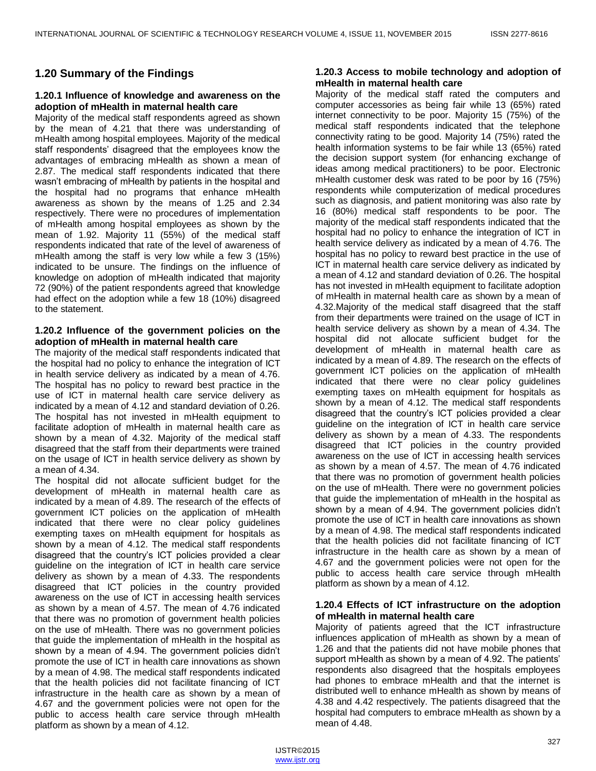## 1.20 Summary of the Findings

### 1.20.1 Influence of knowledge and awareness on the adoption of mHealth in maternal health care

Majority of the medical staff respondents agreed as shown by the mean of 4.21 that there was understanding of mHealth among hospital employees. Majority of the medical staff respondents' disagreed that the employees know the advantages of embracing mHealth as shown a mean of 2.87. The medical staff respondents indicated that there wasn't embracing of mHealth by patients in the hospital and the hospital had no programs that enhance mHealth awareness as shown by the means of 1.25 and 2.34 respectively. There were no procedures of implementation of mHealth among hospital employees as shown by the mean of 1.92. Majority 11 (55%) of the medical staff respondents indicated that rate of the level of awareness of mHealth among the staff is very low while a few 3 (15%) indicated to be unsure. The findings on the influence of knowledge on adoption of mHealth indicated that majority 72 (90%) of the patient respondents agreed that knowledge had effect on the adoption while a few 18 (10%) disagreed to the statement.

### 1.20.2 Influence of the government policies on the adoption of mHealth in maternal health care

The majority of the medical staff respondents indicated that the hospital had no policy to enhance the integration of ICT in health service delivery as indicated by a mean of 4.76. The hospital has no policy to reward best practice in the use of ICT in maternal health care service delivery as indicated by a mean of 4.12 and standard deviation of 0.26. The hospital has not invested in mHealth equipment to facilitate adoption of mHealth in maternal health care as shown by a mean of 4.32. Majority of the medical staff disagreed that the staff from their departments were trained on the usage of ICT in health service delivery as shown by a mean of 4.34.

The hospital did not allocate sufficient budget for the development of mHealth in maternal health care as indicated by a mean of 4.89. The research of the effects of government ICT policies on the application of mHealth indicated that there were no clear policy guidelines exempting taxes on mHealth equipment for hospitals as shown by a mean of 4.12. The medical staff respondents disagreed that the country's ICT policies provided a clear guideline on the integration of ICT in health care service delivery as shown by a mean of 4.33. The respondents disagreed that ICT policies in the country provided awareness on the use of ICT in accessing health services as shown by a mean of 4.57. The mean of 4.76 indicated that there was no promotion of government health policies on the use of mHealth. There was no government policies that guide the implementation of mHealth in the hospital as shown by a mean of 4.94. The government policies didn't promote the use of ICT in health care innovations as shown by a mean of 4.98. The medical staff respondents indicated that the health policies did not facilitate financing of ICT infrastructure in the health care as shown by a mean of 4.67 and the government policies were not open for the public to access health care service through mHealth platform as shown by a mean of 4.12.

### 1.20.3 Access to mobile technology and adoption of mHealth in maternal health care

Majority of the medical staff rated the computers and computer accessories as being fair while 13 (65%) rated internet connectivity to be poor. Majority 15 (75%) of the medical staff respondents indicated that the telephone connectivity rating to be good. Majority 14 (75%) rated the health information systems to be fair while 13 (65%) rated the decision support system (for enhancing exchange of ideas among medical practitioners) to be poor. Electronic mHealth customer desk was rated to be poor by 16 (75%) respondents while computerization of medical procedures such as diagnosis, and patient monitoring was also rate by 16 (80%) medical staff respondents to be poor. The majority of the medical staff respondents indicated that the hospital had no policy to enhance the integration of ICT in health service delivery as indicated by a mean of 4.76. The hospital has no policy to reward best practice in the use of ICT in maternal health care service delivery as indicated by a mean of 4.12 and standard deviation of 0.26. The hospital has not invested in mHealth equipment to facilitate adoption of mHealth in maternal health care as shown by a mean of 4.32.Majority of the medical staff disagreed that the staff from their departments were trained on the usage of ICT in health service delivery as shown by a mean of 4.34. The hospital did not allocate sufficient budget for the development of mHealth in maternal health care as indicated by a mean of 4.89. The research on the effects of government ICT policies on the application of mHealth indicated that there were no clear policy guidelines exempting taxes on mHealth equipment for hospitals as shown by a mean of 4.12. The medical staff respondents disagreed that the country's ICT policies provided a clear guideline on the integration of ICT in health care service delivery as shown by a mean of 4.33. The respondents disagreed that ICT policies in the country provided awareness on the use of ICT in accessing health services as shown by a mean of 4.57. The mean of 4.76 indicated that there was no promotion of government health policies on the use of mHealth. There were no government policies that guide the implementation of mHealth in the hospital as shown by a mean of 4.94. The government policies didn't promote the use of ICT in health care innovations as shown by a mean of 4.98. The medical staff respondents indicated that the health policies did not facilitate financing of ICT infrastructure in the health care as shown by a mean of 4.67 and the government policies were not open for the public to access health care service through mHealth platform as shown by a mean of 4.12.

### 1.20.4 Effects of ICT infrastructure on the adoption of mHealth in maternal health care

Majority of patients agreed that the ICT infrastructure influences application of mHealth as shown by a mean of 1.26 and that the patients did not have mobile phones that support mHealth as shown by a mean of 4.92. The patients' respondents also disagreed that the hospitals employees had phones to embrace mHealth and that the internet is distributed well to enhance mHealth as shown by means of 4.38 and 4.42 respectively. The patients disagreed that the hospital had computers to embrace mHealth as shown by a mean of 4.48.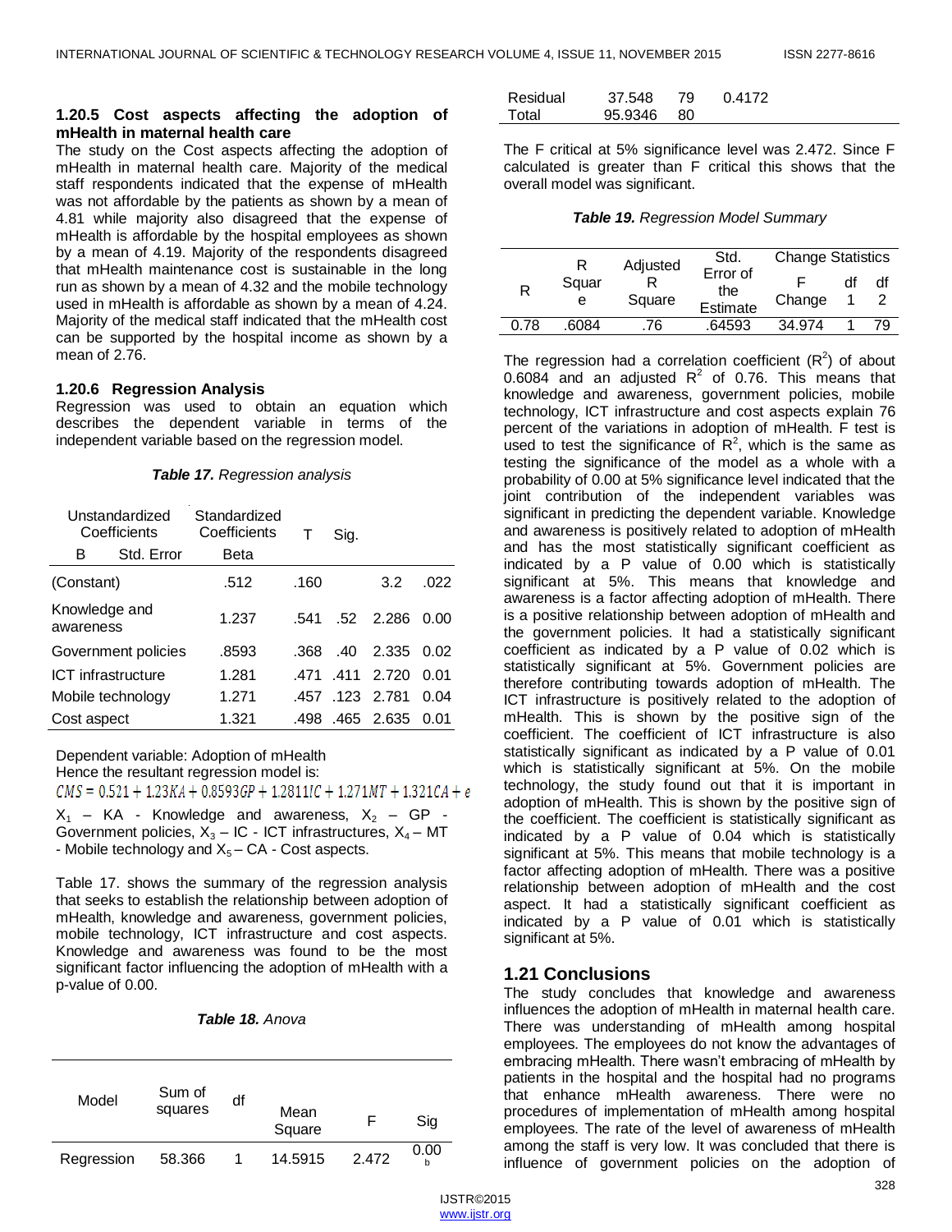### 1.20.5 Cost aspects affecting the adoption of mHealth in maternal health care

The study on the Cost aspects affecting the adoption of mHealth in maternal health care. Majority of the medical staff respondents indicated that the expense of mHealth was not affordable by the patients as shown by a mean of 4.81 while majority also disagreed that the expense of mHealth is affordable by the hospital employees as shown by a mean of 4.19. Majority of the respondents disagreed that mHealth maintenance cost is sustainable in the long run as shown by a mean of 4.32 and the mobile technology used in mHealth is affordable as shown by a mean of 4.24. Majority of the medical staff indicated that the mHealth cost can be supported by the hospital income as shown by a mean of 2.76.

### 1.20.6 Regression Analysis

Regression was used to obtain an equation which describes the dependent variable in terms of the independent variable based on the regression model.

***Table 17.*** *Regression analysis*

| | Unstandardized Coefficients | | Standardized Coefficients | T | Sig. |
|---|---|---|---|---|---|
| | B | Std. Error | Beta | | |
| (Constant) | .512 | .160 | | 3.2 | .022 |
| Knowledge and awareness | 1.237 | .541 | .52 | 2.286 | 0.00 |
| Government policies | .8593 | .368 | .40 | 2.335 | 0.02 |
| ICT infrastructure | 1.281 | .471 | .411 | 2.720 | 0.01 |
| Mobile technology | 1.271 | .457 | .123 | 2.781 | 0.04 |
| Cost aspect | 1.321 | .498 | .465 | 2.635 | 0.01 |

Dependent variable: Adoption of mHealth

Hence the resultant regression model is:

$$CMS = 0.521 + 1.23KA + 0.8593GP + 1.2811IC + 1.271MT + 1.321CA + e$$

$X_1$ – KA - Knowledge and awareness, $X_2$ – GP - Government policies, $X_3$ – IC - ICT infrastructures, $X_4$ – MT - Mobile technology and $X_5$ – CA - Cost aspects.

Table 17. shows the summary of the regression analysis that seeks to establish the relationship between adoption of mHealth, knowledge and awareness, government policies, mobile technology, ICT infrastructure and cost aspects. Knowledge and awareness was found to be the most significant factor influencing the adoption of mHealth with a p-value of 0.00.

***Table 18.*** *Anova*

| Model | Sum of squares | df | Mean Square | F | Sig |
|---|---|---|---|---|---|
| Regression | 58.366 | 1 | 14.5915 | 2.472 | 0.00[b] |
| Residual | 37.548 | 79 | 0.4172 | | |
| Total | 95.9346 | 80 | | | |

The F critical at 5% significance level was 2.472. Since F calculated is greater than F critical this shows that the overall model was significant.

***Table 19.*** *Regression Model Summary*

| R | R Square | Adjusted R Square | Std. Error of the Estimate | Change Statistics | | |
|---|---|---|---|---|---|---|
| | | | | F Change | df 1 | df 2 |
| 0.78 | .6084 | .76 | .64593 | 34.974 | 1 | 79 |

The regression had a correlation coefficient ($R^2$) of about 0.6084 and an adjusted $R^2$ of 0.76. This means that knowledge and awareness, government policies, mobile technology, ICT infrastructure and cost aspects explain 76 percent of the variations in adoption of mHealth. F test is used to test the significance of $R^2$, which is the same as testing the significance of the model as a whole with a probability of 0.00 at 5% significance level indicated that the joint contribution of the independent variables was significant in predicting the dependent variable. Knowledge and awareness is positively related to adoption of mHealth and has the most statistically significant coefficient as indicated by a P value of 0.00 which is statistically significant at 5%. This means that knowledge and awareness is a factor affecting adoption of mHealth. There is a positive relationship between adoption of mHealth and the government policies. It had a statistically significant coefficient as indicated by a P value of 0.02 which is statistically significant at 5%. Government policies are therefore contributing towards adoption of mHealth. The ICT infrastructure is positively related to the adoption of mHealth. This is shown by the positive sign of the coefficient. The coefficient of ICT infrastructure is also statistically significant as indicated by a P value of 0.01 which is statistically significant at 5%. On the mobile technology, the study found out that it is important in adoption of mHealth. This is shown by the positive sign of the coefficient. The coefficient is statistically significant as indicated by a P value of 0.04 which is statistically significant at 5%. This means that mobile technology is a factor affecting adoption of mHealth. There was a positive relationship between adoption of mHealth and the cost aspect. It had a statistically significant coefficient as indicated by a P value of 0.01 which is statistically significant at 5%.

## 1.21 Conclusions

The study concludes that knowledge and awareness influences the adoption of mHealth in maternal health care. There was understanding of mHealth among hospital employees. The employees do not know the advantages of embracing mHealth. There wasn't embracing of mHealth by patients in the hospital and the hospital had no programs that enhance mHealth awareness. There were no procedures of implementation of mHealth among hospital employees. The rate of the level of awareness of mHealth among the staff is very low. It was concluded that there is influence of government policies on the adoption of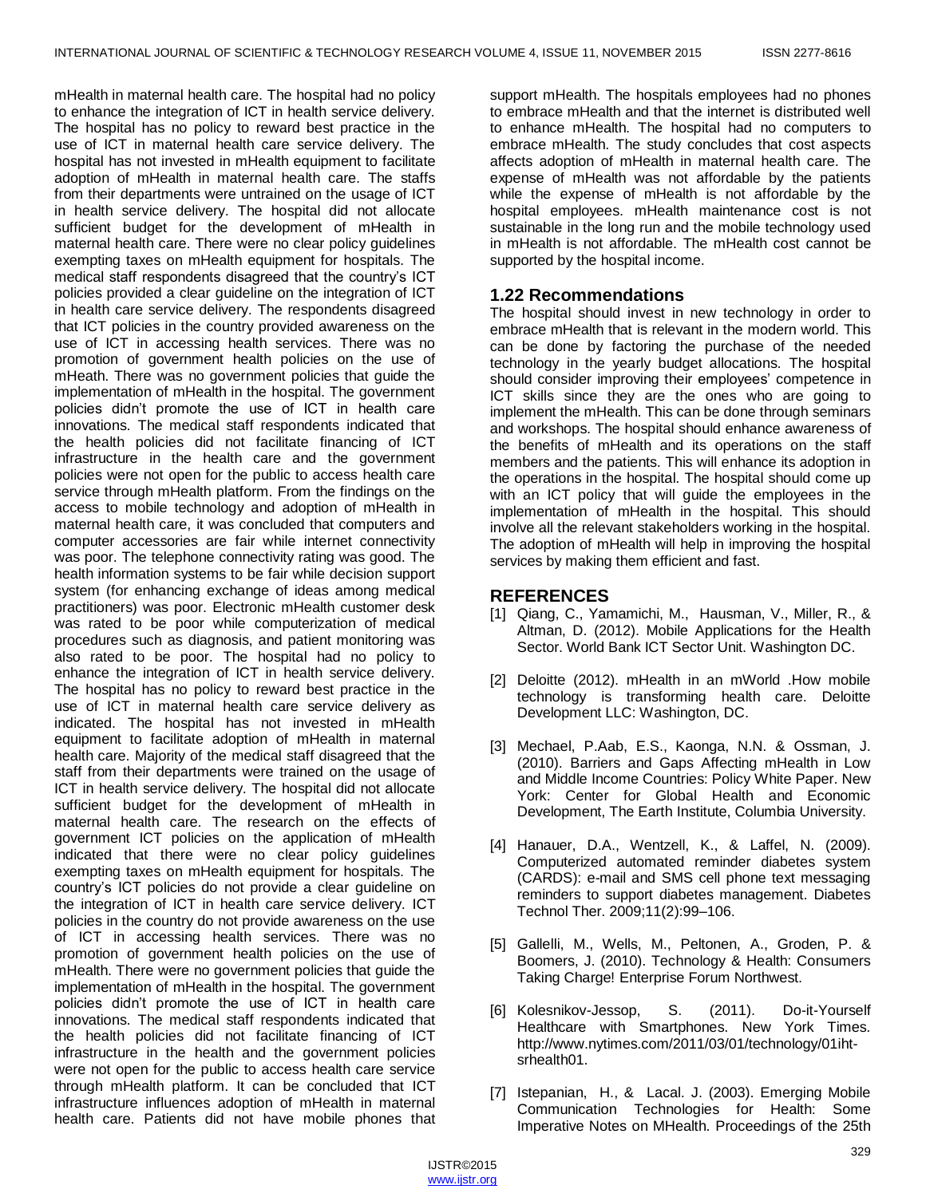mHealth in maternal health care. The hospital had no policy to enhance the integration of ICT in health service delivery. The hospital has no policy to reward best practice in the use of ICT in maternal health care service delivery. The hospital has not invested in mHealth equipment to facilitate adoption of mHealth in maternal health care. The staffs from their departments were untrained on the usage of ICT in health service delivery. The hospital did not allocate sufficient budget for the development of mHealth in maternal health care. There were no clear policy guidelines exempting taxes on mHealth equipment for hospitals. The medical staff respondents disagreed that the country's ICT policies provided a clear guideline on the integration of ICT in health care service delivery. The respondents disagreed that ICT policies in the country provided awareness on the use of ICT in accessing health services. There was no promotion of government health policies on the use of mHeath. There was no government policies that guide the implementation of mHealth in the hospital. The government policies didn't promote the use of ICT in health care innovations. The medical staff respondents indicated that the health policies did not facilitate financing of ICT infrastructure in the health care and the government policies were not open for the public to access health care service through mHealth platform. From the findings on the access to mobile technology and adoption of mHealth in maternal health care, it was concluded that computers and computer accessories are fair while internet connectivity was poor. The telephone connectivity rating was good. The health information systems to be fair while decision support system (for enhancing exchange of ideas among medical practitioners) was poor. Electronic mHealth customer desk was rated to be poor while computerization of medical procedures such as diagnosis, and patient monitoring was also rated to be poor. The hospital had no policy to enhance the integration of ICT in health service delivery. The hospital has no policy to reward best practice in the use of ICT in maternal health care service delivery as indicated. The hospital has not invested in mHealth equipment to facilitate adoption of mHealth in maternal health care. Majority of the medical staff disagreed that the staff from their departments were trained on the usage of ICT in health service delivery. The hospital did not allocate sufficient budget for the development of mHealth in maternal health care. The research on the effects of government ICT policies on the application of mHealth indicated that there were no clear policy guidelines exempting taxes on mHealth equipment for hospitals. The country's ICT policies do not provide a clear guideline on the integration of ICT in health care service delivery. ICT policies in the country do not provide awareness on the use of ICT in accessing health services. There was no promotion of government health policies on the use of mHealth. There were no government policies that guide the implementation of mHealth in the hospital. The government policies didn't promote the use of ICT in health care innovations. The medical staff respondents indicated that the health policies did not facilitate financing of ICT infrastructure in the health and the government policies were not open for the public to access health care service through mHealth platform. It can be concluded that ICT infrastructure influences adoption of mHealth in maternal health care. Patients did not have mobile phones that support mHealth. The hospitals employees had no phones to embrace mHealth and that the internet is distributed well to enhance mHealth. The hospital had no computers to embrace mHealth. The study concludes that cost aspects affects adoption of mHealth in maternal health care. The expense of mHealth was not affordable by the patients while the expense of mHealth is not affordable by the hospital employees. mHealth maintenance cost is not sustainable in the long run and the mobile technology used in mHealth is not affordable. The mHealth cost cannot be supported by the hospital income.

## 1.22 Recommendations

The hospital should invest in new technology in order to embrace mHealth that is relevant in the modern world. This can be done by factoring the purchase of the needed technology in the yearly budget allocations. The hospital should consider improving their employees' competence in ICT skills since they are the ones who are going to implement the mHealth. This can be done through seminars and workshops. The hospital should enhance awareness of the benefits of mHealth and its operations on the staff members and the patients. This will enhance its adoption in the operations in the hospital. The hospital should come up with an ICT policy that will guide the employees in the implementation of mHealth in the hospital. This should involve all the relevant stakeholders working in the hospital. The adoption of mHealth will help in improving the hospital services by making them efficient and fast.

## REFERENCES

[1] Qiang, C., Yamamichi, M., Hausman, V., Miller, R., & Altman, D. (2012). Mobile Applications for the Health Sector. World Bank ICT Sector Unit. Washington DC.

[2] Deloitte (2012). mHealth in an mWorld .How mobile technology is transforming health care. Deloitte Development LLC: Washington, DC.

[3] Mechael, P.Aab, E.S., Kaonga, N.N. & Ossman, J. (2010). Barriers and Gaps Affecting mHealth in Low and Middle Income Countries: Policy White Paper. New York: Center for Global Health and Economic Development, The Earth Institute, Columbia University.

[4] Hanauer, D.A., Wentzell, K., & Laffel, N. (2009). Computerized automated reminder diabetes system (CARDS): e-mail and SMS cell phone text messaging reminders to support diabetes management. Diabetes Technol Ther. 2009;11(2):99–106.

[5] Gallelli, M., Wells, M., Peltonen, A., Groden, P. & Boomers, J. (2010). Technology & Health: Consumers Taking Charge! Enterprise Forum Northwest.

[6] Kolesnikov-Jessop, S. (2011). Do-it-Yourself Healthcare with Smartphones. New York Times. http://www.nytimes.com/2011/03/01/technology/01iht-srhealth01.

[7] Istepanian, H., & Lacal. J. (2003). Emerging Mobile Communication Technologies for Health: Some Imperative Notes on MHealth. Proceedings of the 25th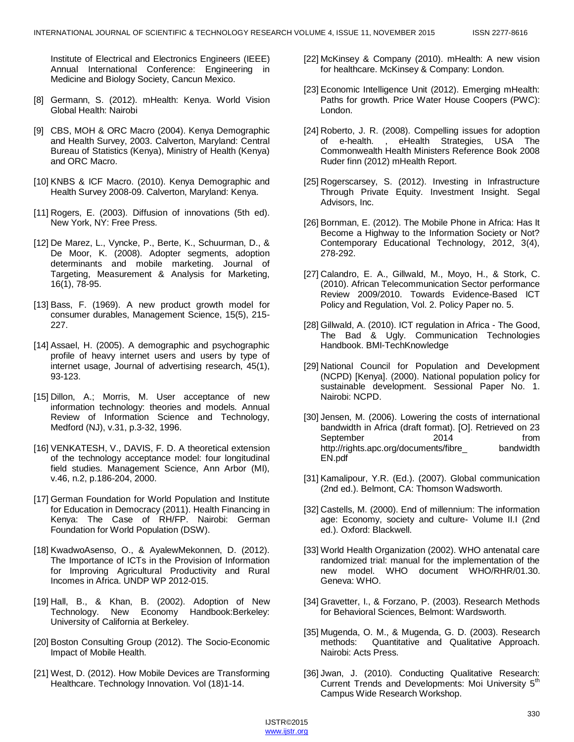Institute of Electrical and Electronics Engineers (IEEE) Annual International Conference: Engineering in Medicine and Biology Society, Cancun Mexico.

[8] Germann, S. (2012). mHealth: Kenya. World Vision Global Health: Nairobi

[9] CBS, MOH & ORC Macro (2004). Kenya Demographic and Health Survey, 2003. Calverton, Maryland: Central Bureau of Statistics (Kenya), Ministry of Health (Kenya) and ORC Macro.

[10] KNBS & ICF Macro. (2010). Kenya Demographic and Health Survey 2008-09. Calverton, Maryland: Kenya.

[11] Rogers, E. (2003). Diffusion of innovations (5th ed). New York, NY: Free Press.

[12] De Marez, L., Vyncke, P., Berte, K., Schuurman, D., & De Moor, K. (2008). Adopter segments, adoption determinants and mobile marketing. Journal of Targeting, Measurement & Analysis for Marketing, 16(1), 78-95.

[13] Bass, F. (1969). A new product growth model for consumer durables, Management Science, 15(5), 215-227.

[14] Assael, H. (2005). A demographic and psychographic profile of heavy internet users and users by type of internet usage, Journal of advertising research, 45(1), 93-123.

[15] Dillon, A.; Morris, M. User acceptance of new information technology: theories and models. Annual Review of Information Science and Technology, Medford (NJ), v.31, p.3-32, 1996.

[16] VENKATESH, V., DAVIS, F. D. A theoretical extension of the technology acceptance model: four longitudinal field studies. Management Science, Ann Arbor (MI), v.46, n.2, p.186-204, 2000.

[17] German Foundation for World Population and Institute for Education in Democracy (2011). Health Financing in Kenya: The Case of RH/FP. Nairobi: German Foundation for World Population (DSW).

[18] KwadwoAsenso, O., & AyalewMekonnen, D. (2012). The Importance of ICTs in the Provision of Information for Improving Agricultural Productivity and Rural Incomes in Africa. UNDP WP 2012-015.

[19] Hall, B., & Khan, B. (2002). Adoption of New Technology. New Economy Handbook:Berkeley: University of California at Berkeley.

[20] Boston Consulting Group (2012). The Socio-Economic Impact of Mobile Health.

[21] West, D. (2012). How Mobile Devices are Transforming Healthcare. Technology Innovation. Vol (18)1-14.

[22] McKinsey & Company (2010). mHealth: A new vision for healthcare. McKinsey & Company: London.

[23] Economic Intelligence Unit (2012). Emerging mHealth: Paths for growth. Price Water House Coopers (PWC): London.

[24] Roberto, J. R. (2008). Compelling issues for adoption of e-health. , eHealth Strategies, USA The Commonwealth Health Ministers Reference Book 2008 Ruder finn (2012) mHealth Report.

[25] Rogerscarsey, S. (2012). Investing in Infrastructure Through Private Equity. Investment Insight. Segal Advisors, Inc.

[26] Bornman, E. (2012). The Mobile Phone in Africa: Has It Become a Highway to the Information Society or Not? Contemporary Educational Technology, 2012, 3(4), 278-292.

[27] Calandro, E. A., Gillwald, M., Moyo, H., & Stork, C. (2010). African Telecommunication Sector performance Review 2009/2010. Towards Evidence-Based ICT Policy and Regulation, Vol. 2. Policy Paper no. 5.

[28] Gillwald, A. (2010). ICT regulation in Africa - The Good, The Bad & Ugly. Communication Technologies Handbook. BMI-TechKnowledge

[29] National Council for Population and Development (NCPD) [Kenya]. (2000). National population policy for sustainable development. Sessional Paper No. 1. Nairobi: NCPD.

[30] Jensen, M. (2006). Lowering the costs of international bandwidth in Africa (draft format). [O]. Retrieved on 23 September 2014 from http://rights.apc.org/documents/fibre_ bandwidth EN.pdf

[31] Kamalipour, Y.R. (Ed.). (2007). Global communication (2nd ed.). Belmont, CA: Thomson Wadsworth.

[32] Castells, M. (2000). End of millennium: The information age: Economy, society and culture- Volume II.I (2nd ed.). Oxford: Blackwell.

[33] World Health Organization (2002). WHO antenatal care randomized trial: manual for the implementation of the new model. WHO document WHO/RHR/01.30. Geneva: WHO.

[34] Gravetter, I., & Forzano, P. (2003). Research Methods for Behavioral Sciences, Belmont: Wardsworth.

[35] Mugenda, O. M., & Mugenda, G. D. (2003). Research methods: Quantitative and Qualitative Approach. Nairobi: Acts Press.

[36] Jwan, J. (2010). Conducting Qualitative Research: Current Trends and Developments: Moi University 5th Campus Wide Research Workshop.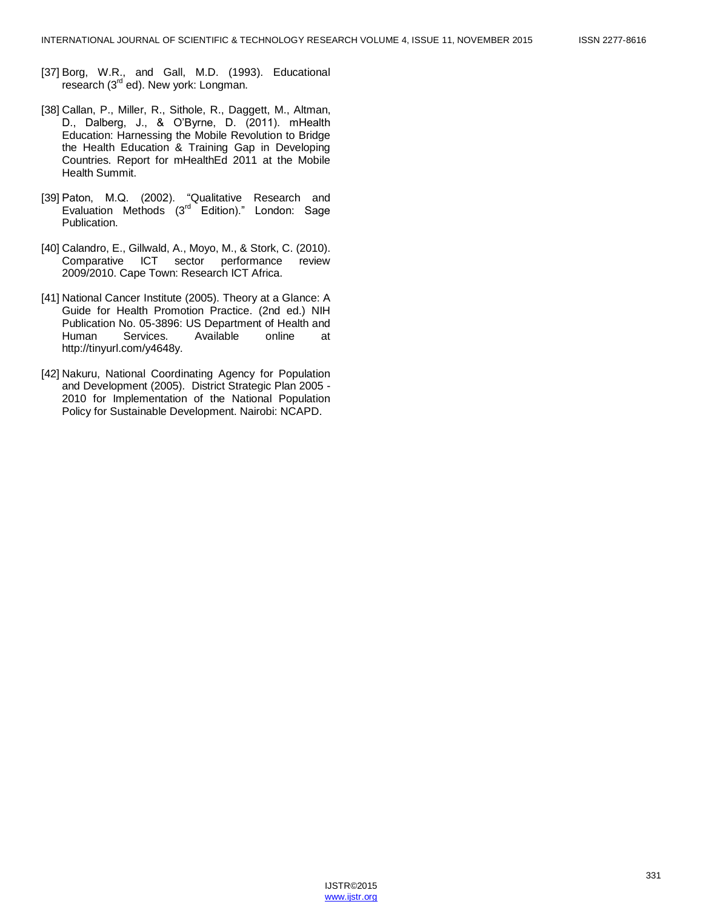[37] Borg, W.R., and Gall, M.D. (1993). Educational research (3rd ed). New york: Longman.

[38] Callan, P., Miller, R., Sithole, R., Daggett, M., Altman, D., Dalberg, J., & O'Byrne, D. (2011). mHealth Education: Harnessing the Mobile Revolution to Bridge the Health Education & Training Gap in Developing Countries. Report for mHealthEd 2011 at the Mobile Health Summit.

[39] Paton, M.Q. (2002). "Qualitative Research and Evaluation Methods (3rd Edition)." London: Sage Publication.

[40] Calandro, E., Gillwald, A., Moyo, M., & Stork, C. (2010). Comparative ICT sector performance review 2009/2010. Cape Town: Research ICT Africa.

[41] National Cancer Institute (2005). Theory at a Glance: A Guide for Health Promotion Practice. (2nd ed.) NIH Publication No. 05-3896: US Department of Health and Human Services. Available online at http://tinyurl.com/y4648y.

[42] Nakuru, National Coordinating Agency for Population and Development (2005). District Strategic Plan 2005 - 2010 for Implementation of the National Population Policy for Sustainable Development. Nairobi: NCAPD.